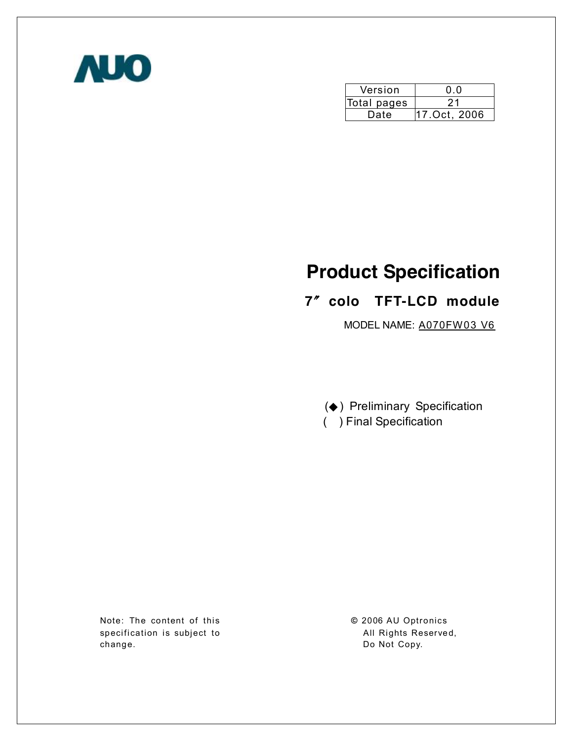AUO

| Version | 0.0 |
| --- | --- |
| Total pages | 21 |
| Date | 17.Oct, 2006 |

# Product Specification

## 7″ colo TFT-LCD module

MODEL NAME: A070FW03 V6

(◆) Preliminary Specification
( ) Final Specification

Note: The content of this specification is subject to change.

© 2006 AU Optronics
All Rights Reserved,
Do Not Copy.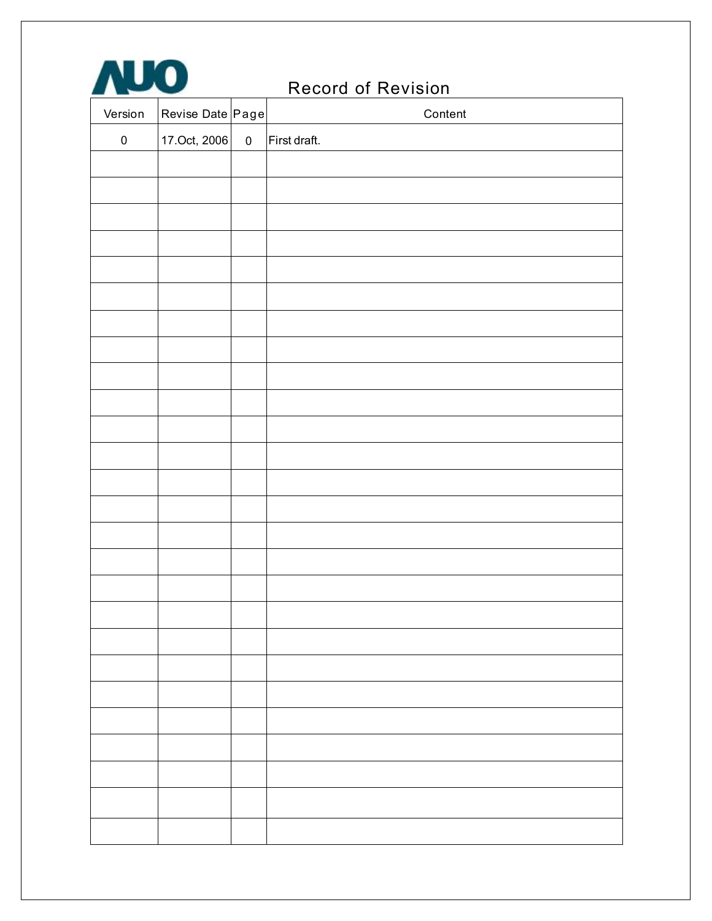AUO

# Record of Revision

| Version | Revise Date | Page | Content |
|---|---|---|---|
| 0 | 17.Oct, 2006 | 0 | First draft. |
| | | | |
| | | | |
| | | | |
| | | | |
| | | | |
| | | | |
| | | | |
| | | | |
| | | | |
| | | | |
| | | | |
| | | | |
| | | | |
| | | | |
| | | | |
| | | | |
| | | | |
| | | | |
| | | | |
| | | | |
| | | | |
| | | | |
| | | | |
| | | | |
| | | | |
| | | | |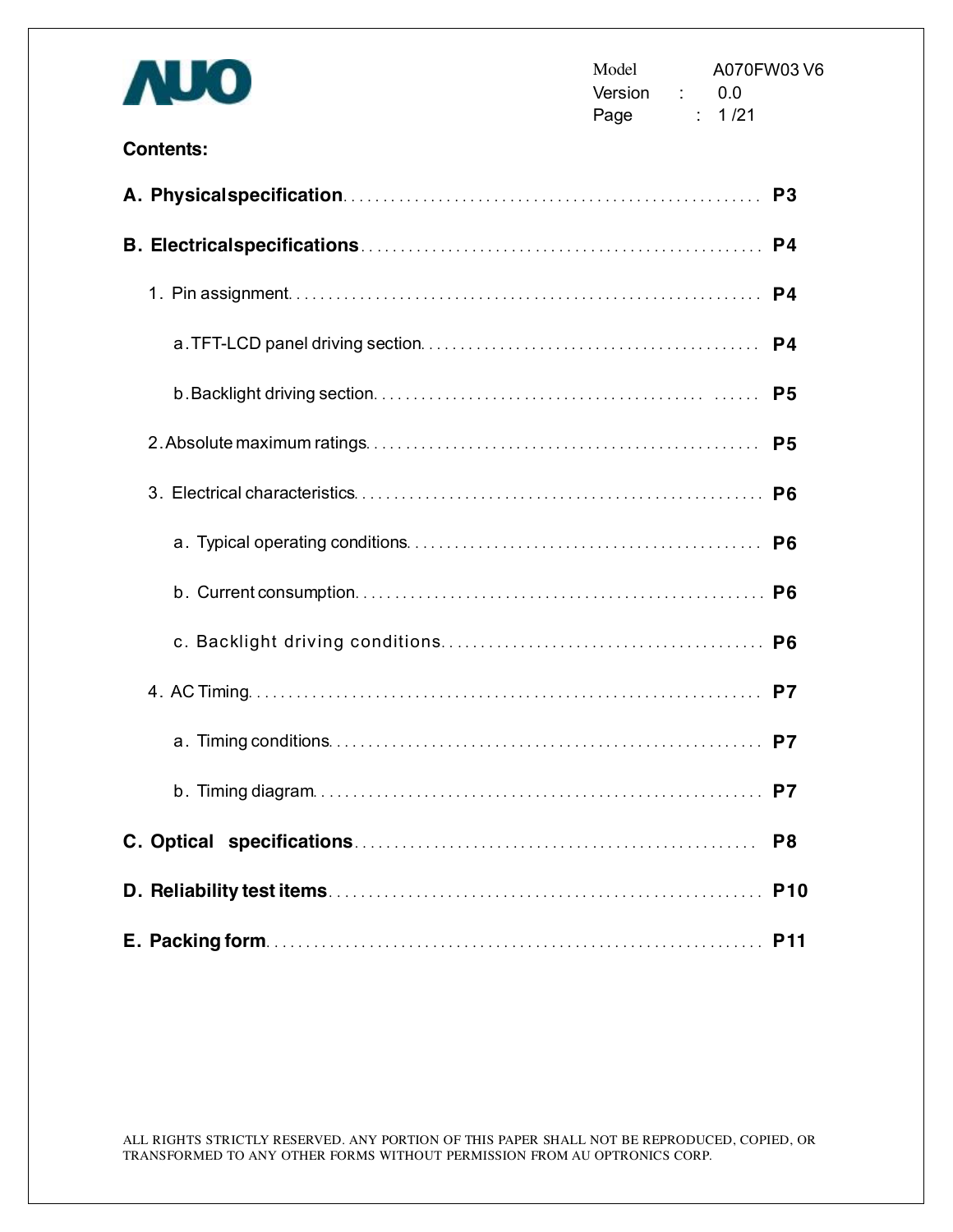**Contents:**

**A. Physicalspecification** ..................................................... **P3**

**B. Electricalspecifications** ..................................................... **P4**

1. Pin assignment ..................................................... **P4**

   a. TFT-LCD panel driving section ..................................................... **P4**

   b. Backlight driving section ..................................................... **P5**

2. Absolute maximum ratings ..................................................... **P5**

3. Electrical characteristics ..................................................... **P6**

   a. Typical operating conditions ..................................................... **P6**

   b. Current consumption ..................................................... **P6**

   c. Backlight driving conditions ..................................................... **P6**

4. AC Timing ..................................................... **P7**

   a. Timing conditions ..................................................... **P7**

   b. Timing diagram ..................................................... **P7**

**C. Optical specifications** ..................................................... **P8**

**D. Reliability test items** ..................................................... **P10**

**E. Packing form** ..................................................... **P11**

ALL RIGHTS STRICTLY RESERVED. ANY PORTION OF THIS PAPER SHALL NOT BE REPRODUCED, COPIED, OR TRANSFORMED TO ANY OTHER FORMS WITHOUT PERMISSION FROM AU OPTRONICS CORP.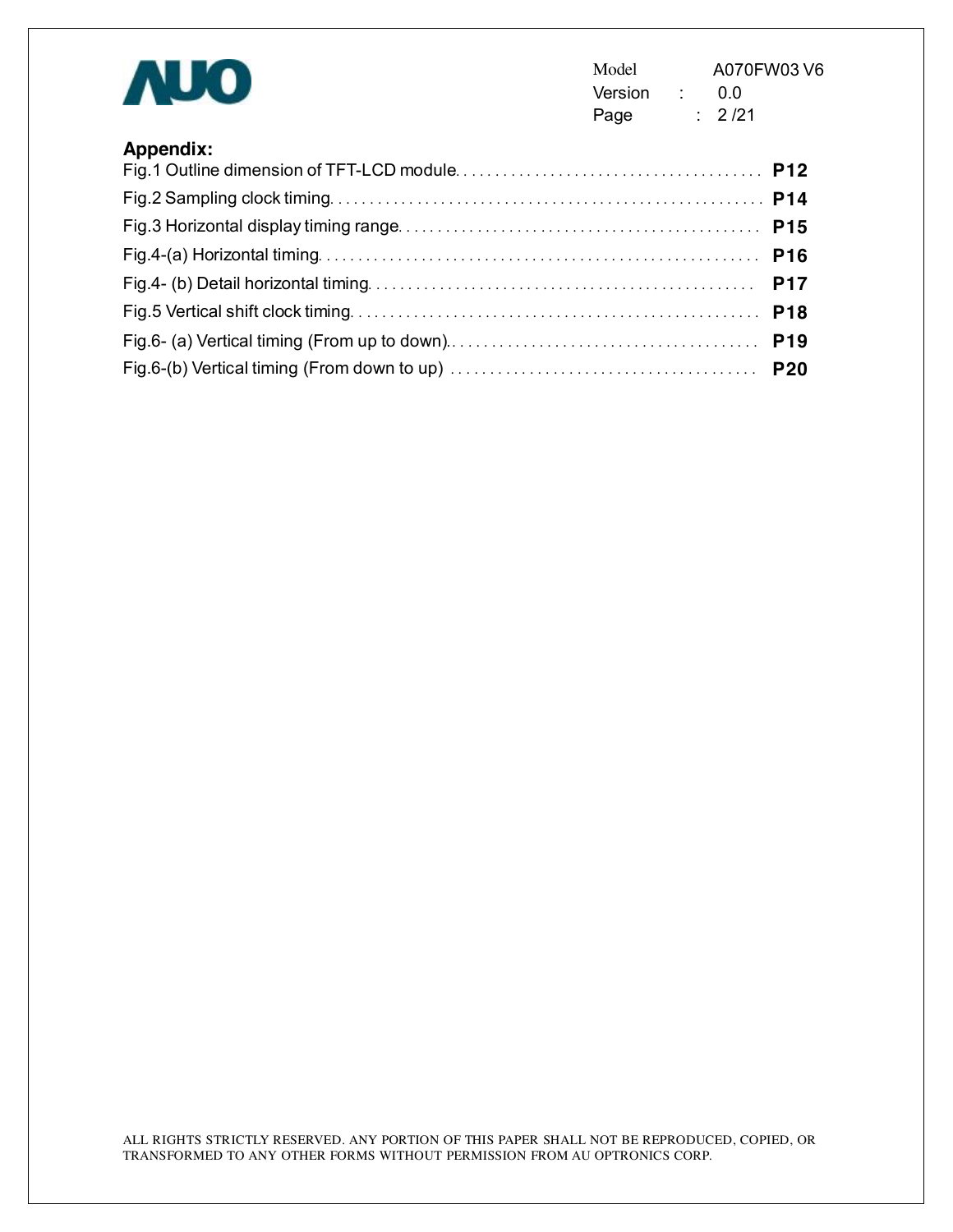**Appendix:**

Fig.1 Outline dimension of TFT-LCD module........................................ **P12**

Fig.2 Sampling clock timing........................................................ **P14**

Fig.3 Horizontal display timing range.............................................. **P15**

Fig.4-(a) Horizontal timing........................................................ **P16**

Fig.4- (b) Detail horizontal timing................................................ **P17**

Fig.5 Vertical shift clock timing.................................................. **P18**

Fig.6- (a) Vertical timing (From up to down)........................................ **P19**

Fig.6-(b) Vertical timing (From down to up) ........................................ **P20**

ALL RIGHTS STRICTLY RESERVED. ANY PORTION OF THIS PAPER SHALL NOT BE REPRODUCED, COPIED, OR TRANSFORMED TO ANY OTHER FORMS WITHOUT PERMISSION FROM AU OPTRONICS CORP.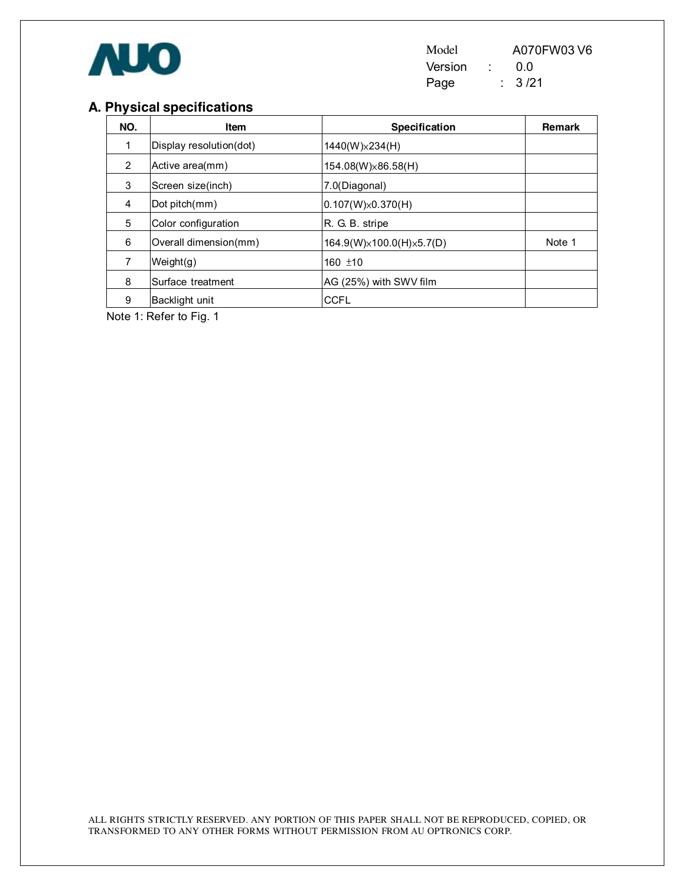## A. Physical specifications

| NO. | Item | Specification | Remark |
|---|---|---|---|
| 1 | Display resolution(dot) | 1440(W)×234(H) | |
| 2 | Active area(mm) | 154.08(W)×86.58(H) | |
| 3 | Screen size(inch) | 7.0(Diagonal) | |
| 4 | Dot pitch(mm) | 0.107(W)×0.370(H) | |
| 5 | Color configuration | R. G. B. stripe | |
| 6 | Overall dimension(mm) | 164.9(W)×100.0(H)×5.7(D) | Note 1 |
| 7 | Weight(g) | 160 ±10 | |
| 8 | Surface treatment | AG (25%) with SWV film | |
| 9 | Backlight unit | CCFL | |

Note 1: Refer to Fig. 1

ALL RIGHTS STRICTLY RESERVED. ANY PORTION OF THIS PAPER SHALL NOT BE REPRODUCED, COPIED, OR TRANSFORMED TO ANY OTHER FORMS WITHOUT PERMISSION FROM AU OPTRONICS CORP.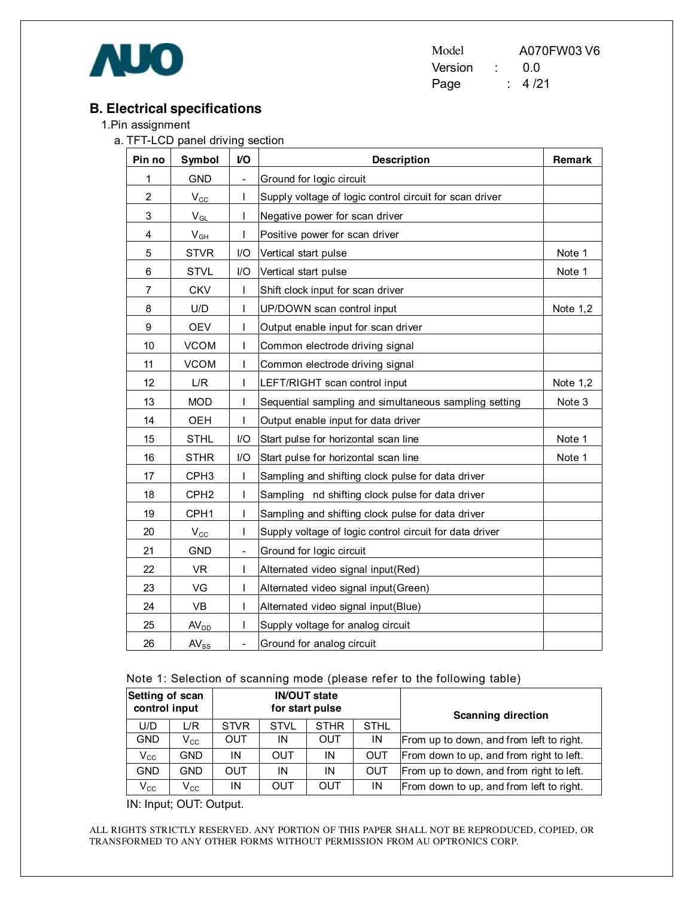## B. Electrical specifications

1.Pin assignment

a. TFT-LCD panel driving section

| Pin no | Symbol | I/O | Description | Remark |
|---|---|---|---|---|
| 1 | GND | - | Ground for logic circuit | |
| 2 | $V_{CC}$ | I | Supply voltage of logic control circuit for scan driver | |
| 3 | $V_{GL}$ | I | Negative power for scan driver | |
| 4 | $V_{GH}$ | I | Positive power for scan driver | |
| 5 | STVR | I/O | Vertical start pulse | Note 1 |
| 6 | STVL | I/O | Vertical start pulse | Note 1 |
| 7 | CKV | I | Shift clock input for scan driver | |
| 8 | U/D | I | UP/DOWN scan control input | Note 1,2 |
| 9 | OEV | I | Output enable input for scan driver | |
| 10 | VCOM | I | Common electrode driving signal | |
| 11 | VCOM | I | Common electrode driving signal | |
| 12 | L/R | I | LEFT/RIGHT scan control input | Note 1,2 |
| 13 | MOD | I | Sequential sampling and simultaneous sampling setting | Note 3 |
| 14 | OEH | I | Output enable input for data driver | |
| 15 | STHL | I/O | Start pulse for horizontal scan line | Note 1 |
| 16 | STHR | I/O | Start pulse for horizontal scan line | Note 1 |
| 17 | CPH3 | I | Sampling and shifting clock pulse for data driver | |
| 18 | CPH2 | I | Sampling nd shifting clock pulse for data driver | |
| 19 | CPH1 | I | Sampling and shifting clock pulse for data driver | |
| 20 | $V_{CC}$ | I | Supply voltage of logic control circuit for data driver | |
| 21 | GND | - | Ground for logic circuit | |
| 22 | VR | I | Alternated video signal input(Red) | |
| 23 | VG | I | Alternated video signal input(Green) | |
| 24 | VB | I | Alternated video signal input(Blue) | |
| 25 | $AV_{DD}$ | I | Supply voltage for analog circuit | |
| 26 | $AV_{SS}$ | - | Ground for analog circuit | |

Note 1: Selection of scanning mode (please refer to the following table)

| Setting of scan control input | | IN/OUT state for start pulse | | | | Scanning direction |
|---|---|---|---|---|---|---|
| U/D | L/R | STVR | STVL | STHR | STHL | |
| GND | $V_{CC}$ | OUT | IN | OUT | IN | From up to down, and from left to right. |
| $V_{CC}$ | GND | IN | OUT | IN | OUT | From down to up, and from right to left. |
| GND | GND | OUT | IN | IN | OUT | From up to down, and from right to left. |
| $V_{CC}$ | $V_{CC}$ | IN | OUT | OUT | IN | From down to up, and from left to right. |

IN: Input; OUT: Output.

ALL RIGHTS STRICTLY RESERVED. ANY PORTION OF THIS PAPER SHALL NOT BE REPRODUCED, COPIED, OR TRANSFORMED TO ANY OTHER FORMS WITHOUT PERMISSION FROM AU OPTRONICS CORP.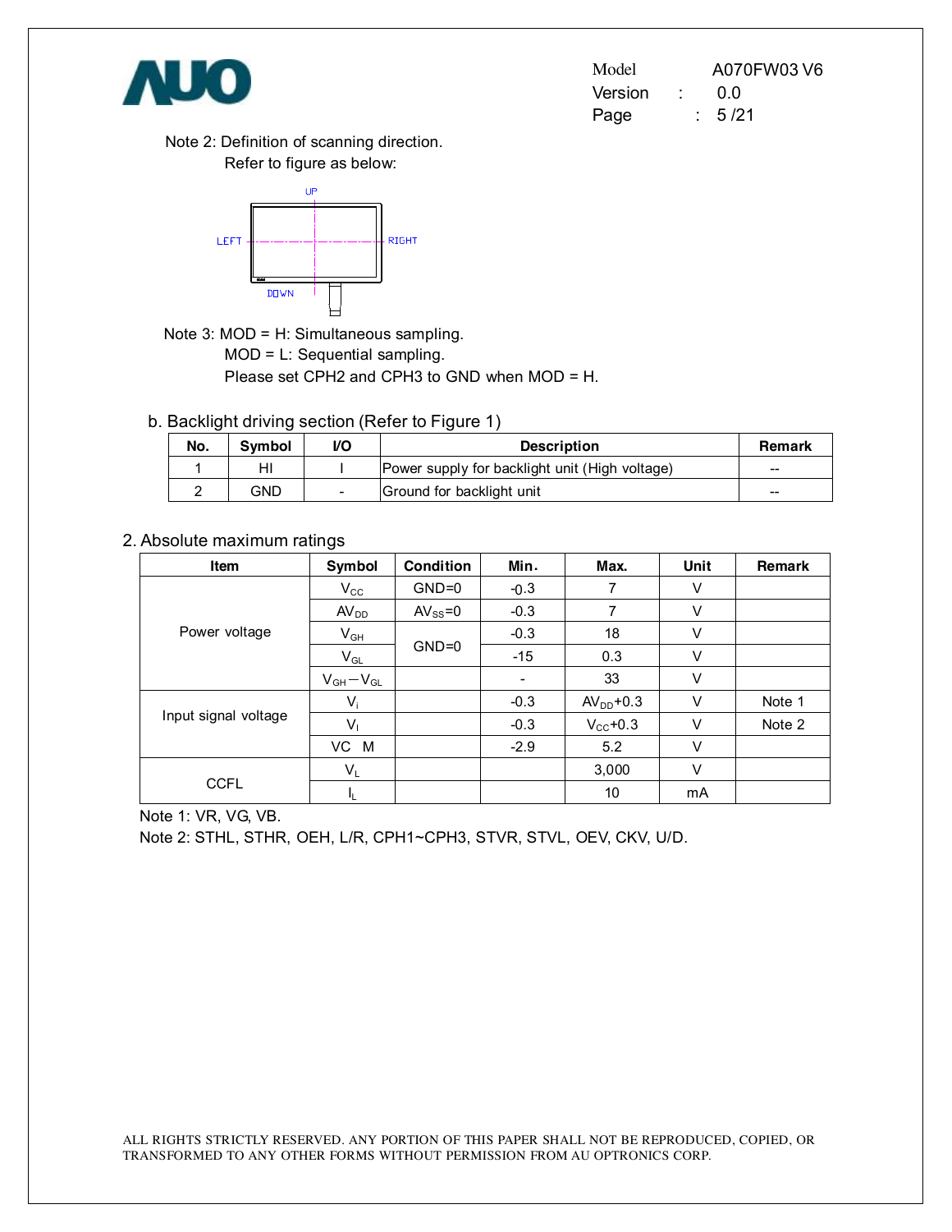Note 2: Definition of scanning direction.

Refer to figure as below:

UP

LEFT RIGHT

DOWN

Note 3: MOD = H: Simultaneous sampling.

MOD = L: Sequential sampling.

Please set CPH2 and CPH3 to GND when MOD = H.

b. Backlight driving section (Refer to Figure 1)

| No. | Symbol | I/O | Description | Remark |
|---|---|---|---|---|
| 1 | HI | I | Power supply for backlight unit (High voltage) | -- |
| 2 | GND | - | Ground for backlight unit | -- |

## 2. Absolute maximum ratings

| Item | Symbol | Condition | Min. | Max. | Unit | Remark |
|---|---|---|---|---|---|---|
| Power voltage | $V_{CC}$ | GND=0 | -0.3 | 7 | V | |
| | $AV_{DD}$ | $AV_{SS}$=0 | -0.3 | 7 | V | |
| | $V_{GH}$ | GND=0 | -0.3 | 18 | V | |
| | $V_{GL}$ | | -15 | 0.3 | V | |
| | $V_{GH}-V_{GL}$ | | - | 33 | V | |
| Input signal voltage | $V_i$ | | -0.3 | $AV_{DD}$+0.3 | V | Note 1 |
| | $V_I$ | | -0.3 | $V_{CC}$+0.3 | V | Note 2 |
| | VC M | | -2.9 | 5.2 | V | |
| CCFL | $V_L$ | | | 3,000 | V | |
| | $I_L$ | | | 10 | mA | |

Note 1: VR, VG, VB.

Note 2: STHL, STHR, OEH, L/R, CPH1~CPH3, STVR, STVL, OEV, CKV, U/D.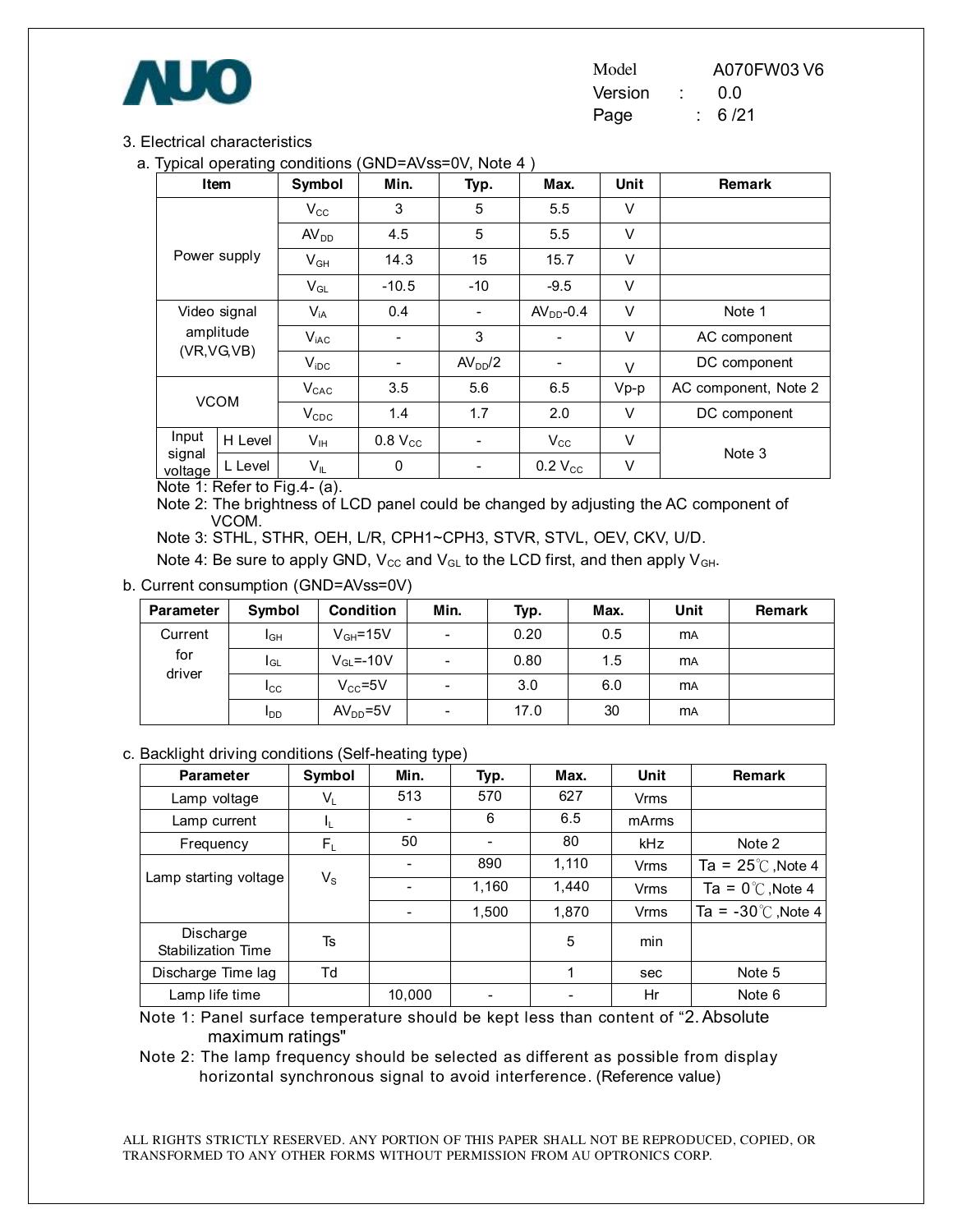3. Electrical characteristics

a. Typical operating conditions (GND=AVss=0V, Note 4 )

| Item | | Symbol | Min. | Typ. | Max. | Unit | Remark |
|---|---|---|---|---|---|---|---|
| Power supply | | $V_{CC}$ | 3 | 5 | 5.5 | V | |
| | | $AV_{DD}$ | 4.5 | 5 | 5.5 | V | |
| | | $V_{GH}$ | 14.3 | 15 | 15.7 | V | |
| | | $V_{GL}$ | -10.5 | -10 | -9.5 | V | |
| Video signal amplitude (VR,VG,VB) | | $V_{iA}$ | 0.4 | - | $AV_{DD}$-0.4 | V | Note 1 |
| | | $V_{iAC}$ | - | 3 | - | V | AC component |
| | | $V_{iDC}$ | - | $AV_{DD}/2$ | - | V | DC component |
| VCOM | | $V_{CAC}$ | 3.5 | 5.6 | 6.5 | Vp-p | AC component, Note 2 |
| | | $V_{CDC}$ | 1.4 | 1.7 | 2.0 | V | DC component |
| Input signal voltage | H Level | $V_{IH}$ | 0.8 $V_{CC}$ | - | $V_{CC}$ | V | Note 3 |
| | L Level | $V_{IL}$ | 0 | - | 0.2 $V_{CC}$ | V | |

Note 1: Refer to Fig.4- (a).

Note 2: The brightness of LCD panel could be changed by adjusting the AC component of VCOM.

Note 3: STHL, STHR, OEH, L/R, CPH1~CPH3, STVR, STVL, OEV, CKV, U/D.

Note 4: Be sure to apply GND, $V_{CC}$ and $V_{GL}$ to the LCD first, and then apply $V_{GH}$.

b. Current consumption (GND=AVss=0V)

| Parameter | Symbol | Condition | Min. | Typ. | Max. | Unit | Remark |
|---|---|---|---|---|---|---|---|
| Current for driver | $I_{GH}$ | $V_{GH}$=15V | - | 0.20 | 0.5 | mA | |
| | $I_{GL}$ | $V_{GL}$=-10V | - | 0.80 | 1.5 | mA | |
| | $I_{CC}$ | $V_{CC}$=5V | - | 3.0 | 6.0 | mA | |
| | $I_{DD}$ | $AV_{DD}$=5V | - | 17.0 | 30 | mA | |

c. Backlight driving conditions (Self-heating type)

| Parameter | Symbol | Min. | Typ. | Max. | Unit | Remark |
|---|---|---|---|---|---|---|
| Lamp voltage | $V_L$ | 513 | 570 | 627 | Vrms | |
| Lamp current | $I_L$ | - | 6 | 6.5 | mArms | |
| Frequency | $F_L$ | 50 | - | 80 | kHz | Note 2 |
| Lamp starting voltage | $V_S$ | - | 890 | 1,110 | Vrms | Ta = 25℃,Note 4 |
| | | - | 1,160 | 1,440 | Vrms | Ta = 0℃,Note 4 |
| | | - | 1,500 | 1,870 | Vrms | Ta = -30℃,Note 4 |
| Discharge Stabilization Time | Ts | | | 5 | min | |
| Discharge Time lag | Td | | | 1 | sec | Note 5 |
| Lamp life time | | 10,000 | - | - | Hr | Note 6 |

Note 1: Panel surface temperature should be kept less than content of "2. Absolute maximum ratings"

Note 2: The lamp frequency should be selected as different as possible from display horizontal synchronous signal to avoid interference. (Reference value)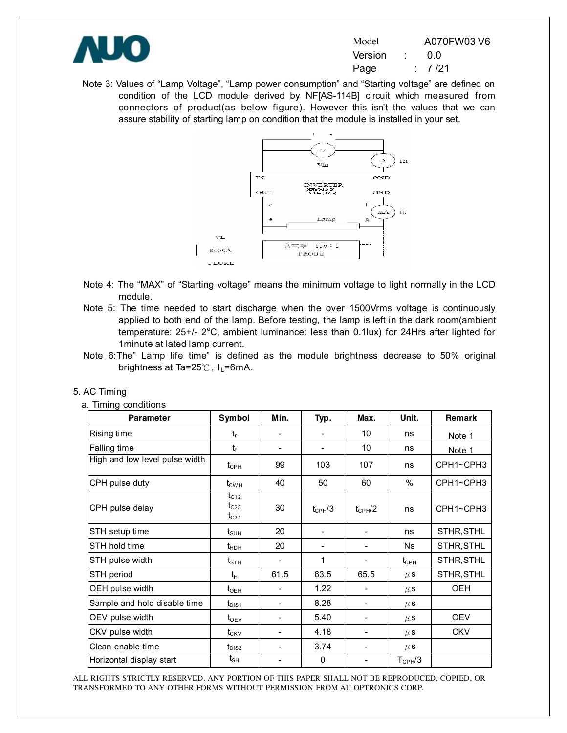Note 3: Values of "Lamp Voltage", "Lamp power consumption" and "Starting voltage" are defined on condition of the LCD module derived by NF[AS-114B] circuit which measured from connectors of product(as below figure). However this isn't the values that we can assure stability of starting lamp on condition that the module is installed in your set.

Note 4: The "MAX" of "Starting voltage" means the minimum voltage to light normally in the LCD module.

Note 5: The time needed to start discharge when the over 1500Vrms voltage is continuously applied to both end of the lamp. Before testing, the lamp is left in the dark room(ambient temperature: 25+/- 2°C, ambient luminance: less than 0.1lux) for 24Hrs after lighted for 1minute at lated lamp current.

Note 6:The" Lamp life time" is defined as the module brightness decrease to 50% original brightness at Ta=25℃, $I_L$=6mA.

5. AC Timing

a. Timing conditions

| Parameter | Symbol | Min. | Typ. | Max. | Unit. | Remark |
|---|---|---|---|---|---|---|
| Rising time | $t_r$ | - | - | 10 | ns | Note 1 |
| Falling time | $t_f$ | - | - | 10 | ns | Note 1 |
| High and low level pulse width | $t_{CPH}$ | 99 | 103 | 107 | ns | CPH1~CPH3 |
| CPH pulse duty | $t_{CWH}$ | 40 | 50 | 60 | % | CPH1~CPH3 |
| CPH pulse delay | $t_{C12}$ $t_{C23}$ $t_{C31}$ | 30 | $t_{CPH}/3$ | $t_{CPH}/2$ | ns | CPH1~CPH3 |
| STH setup time | $t_{SUH}$ | 20 | - | - | ns | STHR,STHL |
| STH hold time | $t_{HDH}$ | 20 | - | - | Ns | STHR,STHL |
| STH pulse width | $t_{STH}$ | - | 1 | - | $t_{CPH}$ | STHR,STHL |
| STH period | $t_H$ | 61.5 | 63.5 | 65.5 | μs | STHR,STHL |
| OEH pulse width | $t_{OEH}$ | - | 1.22 | - | μs | OEH |
| Sample and hold disable time | $t_{DIS1}$ | - | 8.28 | - | μs | |
| OEV pulse width | $t_{OEV}$ | - | 5.40 | - | μs | OEV |
| CKV pulse width | $t_{CKV}$ | - | 4.18 | - | μs | CKV |
| Clean enable time | $t_{DIS2}$ | - | 3.74 | - | μs | |
| Horizontal display start | $t_{SH}$ | - | 0 | - | $T_{CPH}/3$ | |

ALL RIGHTS STRICTLY RESERVED. ANY PORTION OF THIS PAPER SHALL NOT BE REPRODUCED, COPIED, OR TRANSFORMED TO ANY OTHER FORMS WITHOUT PERMISSION FROM AU OPTRONICS CORP.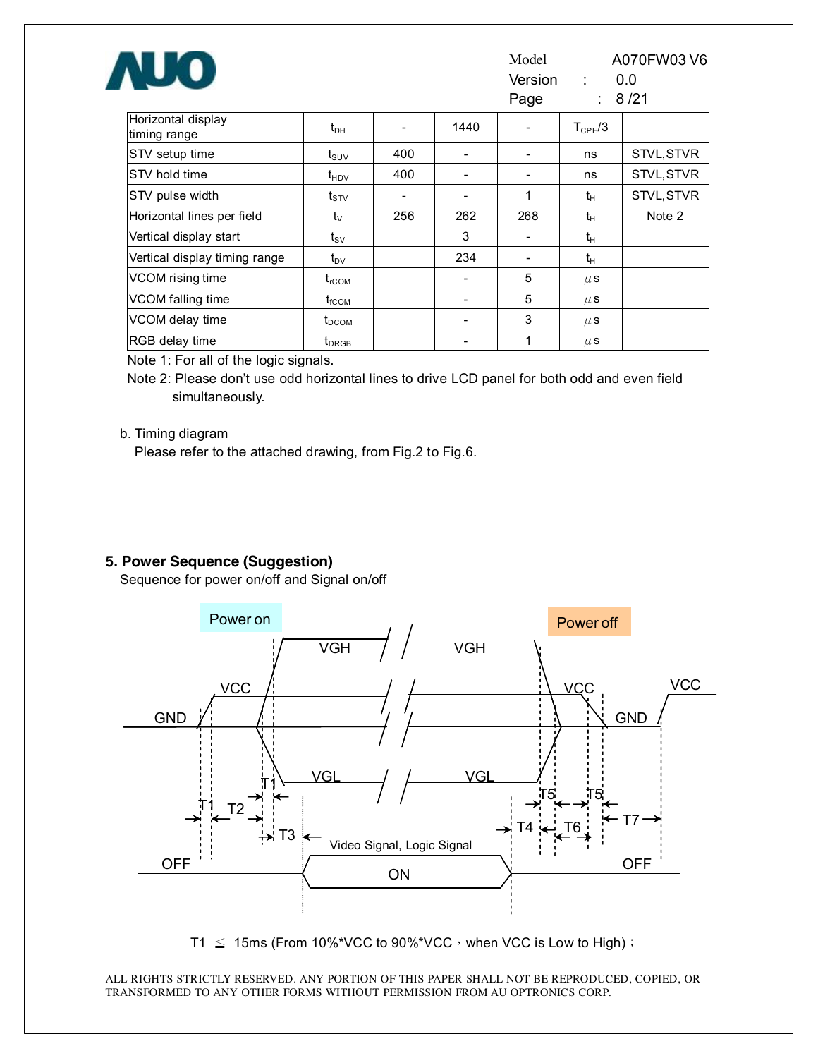| Horizontal display timing range | $t_{DH}$ | - | 1440 | - | $T_{CPH}/3$ | |
|---|---|---|---|---|---|---|
| STV setup time | $t_{SUV}$ | 400 | - | - | ns | STVL,STVR |
| STV hold time | $t_{HDV}$ | 400 | - | - | ns | STVL,STVR |
| STV pulse width | $t_{STV}$ | - | - | 1 | $t_H$ | STVL,STVR |
| Horizontal lines per field | $t_V$ | 256 | 262 | 268 | $t_H$ | Note 2 |
| Vertical display start | $t_{SV}$ | | 3 | - | $t_H$ | |
| Vertical display timing range | $t_{DV}$ | | 234 | - | $t_H$ | |
| VCOM rising time | $t_{rCOM}$ | | - | 5 | $\mu$s | |
| VCOM falling time | $t_{fCOM}$ | | - | 5 | $\mu$s | |
| VCOM delay time | $t_{DCOM}$ | | - | 3 | $\mu$s | |
| RGB delay time | $t_{DRGB}$ | | - | 1 | $\mu$s | |

Note 1: For all of the logic signals.

Note 2: Please don't use odd horizontal lines to drive LCD panel for both odd and even field simultaneously.

b. Timing diagram

Please refer to the attached drawing, from Fig.2 to Fig.6.

## 5. Power Sequence (Suggestion)

Sequence for power on/off and Signal on/off

Power on | Power off

VGH, VCC, GND, VGL, T1, T2, T3, T4, T5, T6, T7, Video Signal, Logic Signal, ON, OFF

T1 ≦ 15ms (From 10%*VCC to 90%*VCC，when VCC is Low to High)；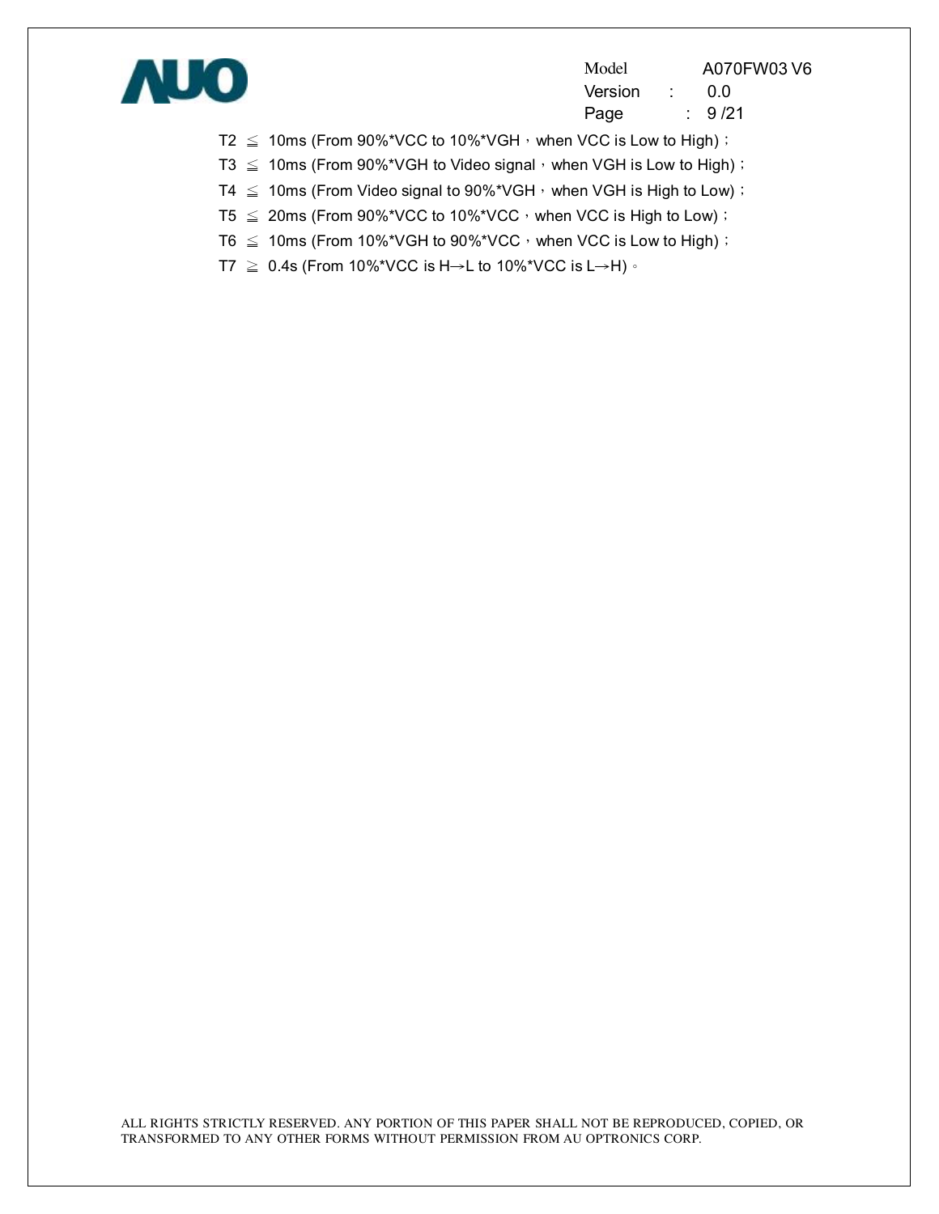T2 ≦ 10ms (From 90%*VCC to 10%*VGH，when VCC is Low to High)；

T3 ≦ 10ms (From 90%*VGH to Video signal，when VGH is Low to High)；

T4 ≦ 10ms (From Video signal to 90%*VGH，when VGH is High to Low)；

T5 ≦ 20ms (From 90%*VCC to 10%*VCC，when VCC is High to Low)；

T6 ≦ 10ms (From 10%*VGH to 90%*VCC，when VCC is Low to High)；

T7 ≧ 0.4s (From 10%*VCC is H→L to 10%*VCC is L→H)。

ALL RIGHTS STRICTLY RESERVED. ANY PORTION OF THIS PAPER SHALL NOT BE REPRODUCED, COPIED, OR TRANSFORMED TO ANY OTHER FORMS WITHOUT PERMISSION FROM AU OPTRONICS CORP.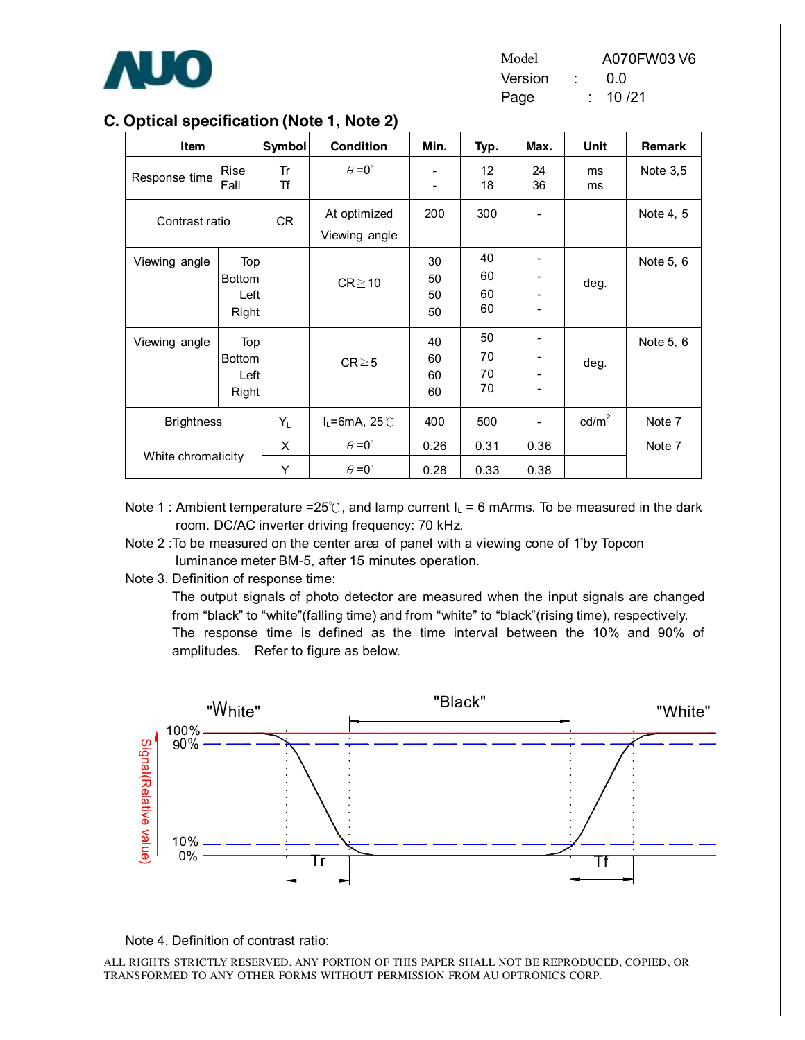## C. Optical specification (Note 1, Note 2)

| Item | | Symbol | Condition | Min. | Typ. | Max. | Unit | Remark |
|---|---|---|---|---|---|---|---|---|
| Response time | Rise<br>Fall | Tr<br>Tf | $\theta$ =0° | -<br>- | 12<br>18 | 24<br>36 | ms<br>ms | Note 3,5 |
| Contrast ratio | | CR | At optimized Viewing angle | 200 | 300 | - | | Note 4, 5 |
| Viewing angle | Top<br>Bottom<br>Left<br>Right | | CR≧10 | 30<br>50<br>50<br>50 | 40<br>60<br>60<br>60 | -<br>-<br>-<br>- | deg. | Note 5, 6 |
| Viewing angle | Top<br>Bottom<br>Left<br>Right | | CR≧5 | 40<br>60<br>60<br>60 | 50<br>70<br>70<br>70 | -<br>-<br>-<br>- | deg. | Note 5, 6 |
| Brightness | | $Y_L$ | $I_L$=6mA, 25℃ | 400 | 500 | - | cd/m$^2$ | Note 7 |
| White chromaticity | | X | $\theta$ =0° | 0.26 | 0.31 | 0.36 | | Note 7 |
| | | Y | $\theta$ =0° | 0.28 | 0.33 | 0.38 | | |

Note 1 : Ambient temperature =25℃, and lamp current $I_L$ = 6 mArms. To be measured in the dark room. DC/AC inverter driving frequency: 70 kHz.

Note 2 :To be measured on the center area of panel with a viewing cone of 1°by Topcon luminance meter BM-5, after 15 minutes operation.

Note 3. Definition of response time:

The output signals of photo detector are measured when the input signals are changed from "black" to "white"(falling time) and from "white" to "black"(rising time), respectively. The response time is defined as the time interval between the 10% and 90% of amplitudes. Refer to figure as below.

Note 4. Definition of contrast ratio: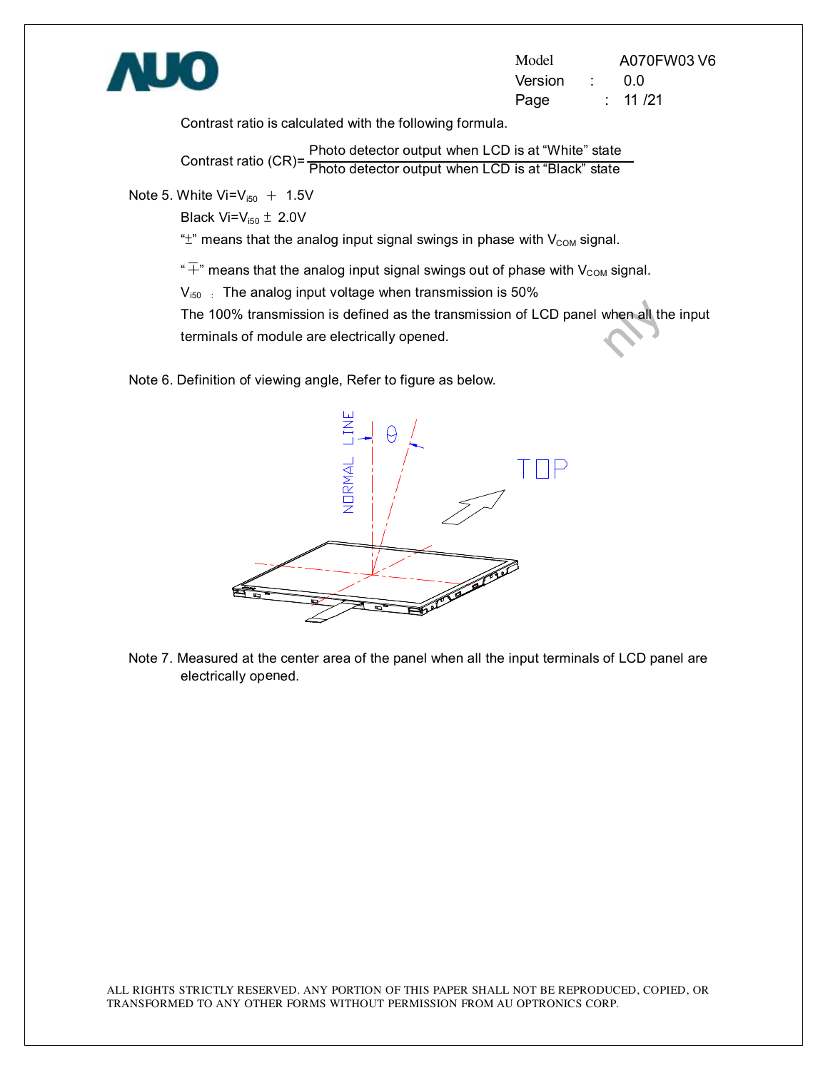Contrast ratio is calculated with the following formula.

$$\text{Contrast ratio (CR)} = \frac{\text{Photo detector output when LCD is at "White" state}}{\text{Photo detector output when LCD is at "Black" state}}$$

Note 5. White $V_i = V_{i50} + 1.5V$

Black $V_i = V_{i50} \pm 2.0V$

"$\pm$" means that the analog input signal swings in phase with $V_{COM}$ signal.

"$\mp$" means that the analog input signal swings out of phase with $V_{COM}$ signal.

$V_{i50}$ : The analog input voltage when transmission is 50%

The 100% transmission is defined as the transmission of LCD panel when all the input terminals of module are electrically opened.

Note 6. Definition of viewing angle, Refer to figure as below.

NORMAL LINE $\theta$ TOP

Note 7. Measured at the center area of the panel when all the input terminals of LCD panel are electrically opened.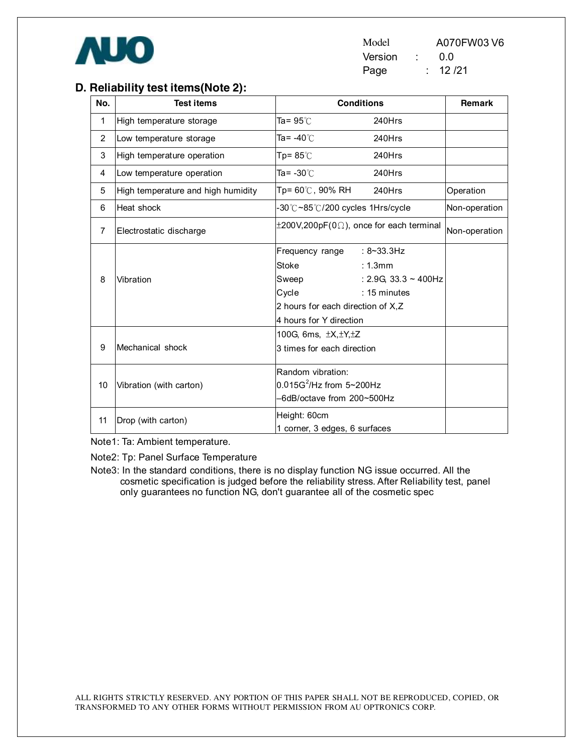## D. Reliability test items(Note 2):

| No. | Test items | Conditions | Remark |
|---|---|---|---|
| 1 | High temperature storage | Ta= 95℃ 240Hrs | |
| 2 | Low temperature storage | Ta= -40℃ 240Hrs | |
| 3 | High temperature operation | Tp= 85℃ 240Hrs | |
| 4 | Low temperature operation | Ta= -30℃ 240Hrs | |
| 5 | High temperature and high humidity | Tp= 60℃, 90% RH 240Hrs | Operation |
| 6 | Heat shock | -30℃~85℃/200 cycles 1Hrs/cycle | Non-operation |
| 7 | Electrostatic discharge | ±200V,200pF(0Ω), once for each terminal | Non-operation |
| 8 | Vibration | Frequency range : 8~33.3Hz<br>Stoke : 1.3mm<br>Sweep : 2.9G, 33.3 ~ 400Hz<br>Cycle : 15 minutes<br>2 hours for each direction of X,Z<br>4 hours for Y direction | |
| 9 | Mechanical shock | 100G, 6ms, ±X,±Y,±Z<br>3 times for each direction | |
| 10 | Vibration (with carton) | Random vibration:<br>$0.015G^2$/Hz from 5~200Hz<br>–6dB/octave from 200~500Hz | |
| 11 | Drop (with carton) | Height: 60cm<br>1 corner, 3 edges, 6 surfaces | |

Note1: Ta: Ambient temperature.

Note2: Tp: Panel Surface Temperature

Note3: In the standard conditions, there is no display function NG issue occurred. All the cosmetic specification is judged before the reliability stress. After Reliability test, panel only guarantees no function NG, don't guarantee all of the cosmetic spec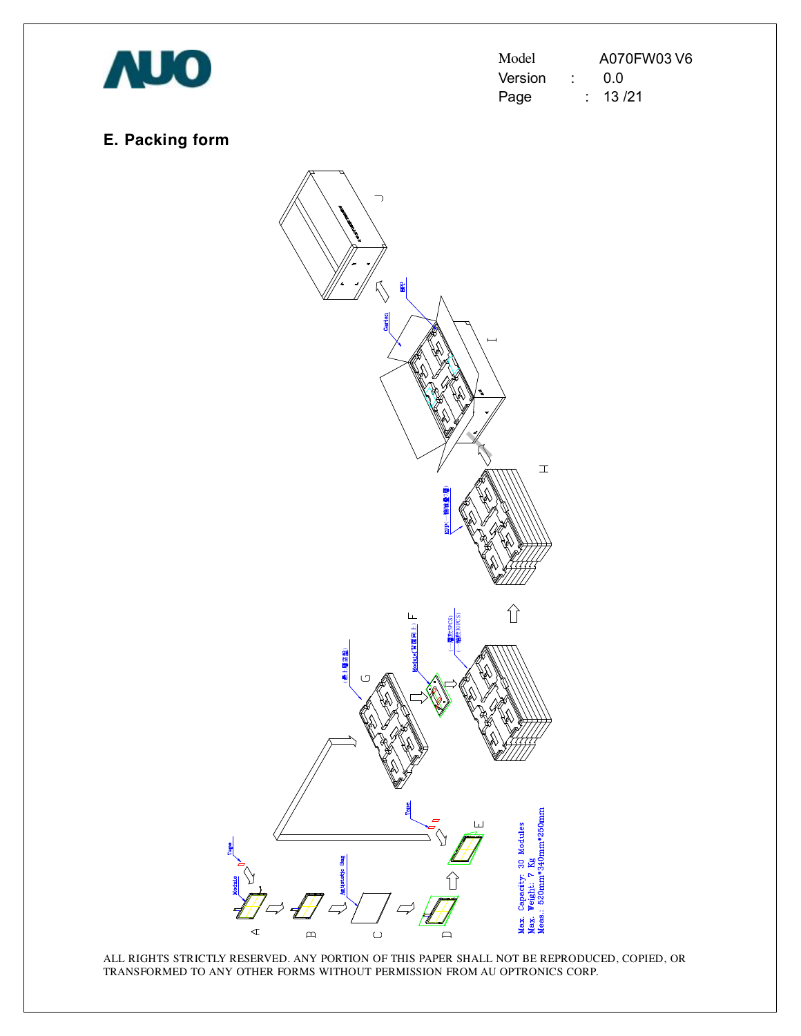## E. Packing form

Max. Capacity: 30 Modules
Max. Weight: 7 Kg
Meas.: 520mm*340mm*250mm

ALL RIGHTS STRICTLY RESERVED. ANY PORTION OF THIS PAPER SHALL NOT BE REPRODUCED, COPIED, OR TRANSFORMED TO ANY OTHER FORMS WITHOUT PERMISSION FROM AU OPTRONICS CORP.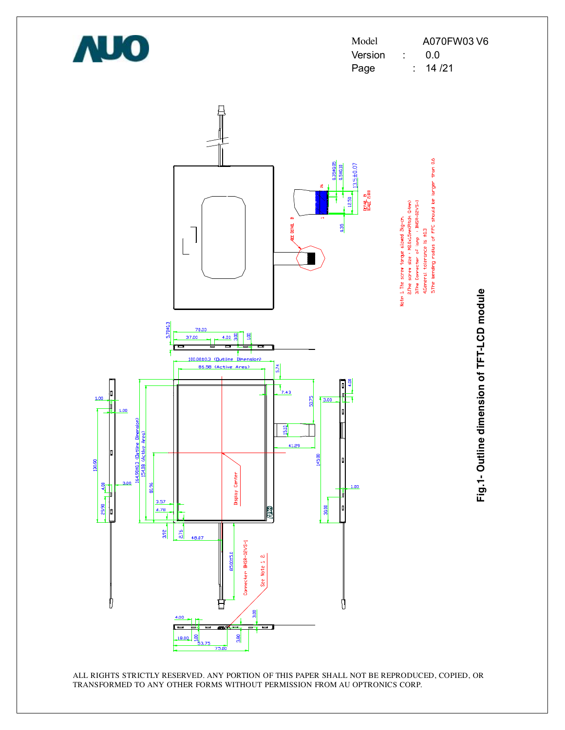Note 1. The screw torque allowed 3kg-cm.

2.The screw size : M2.0x1.5mm(Pitch 0.4mm)

3.The Connector of lamp : BHSR-02VS-1

4.General tolerance is ±0.3

5.The bending radius of FPC should be larger than 0.6

**Fig.1- Outline dimension of TFT-LCD module**

ALL RIGHTS STRICTLY RESERVED. ANY PORTION OF THIS PAPER SHALL NOT BE REPRODUCED, COPIED, OR TRANSFORMED TO ANY OTHER FORMS WITHOUT PERMISSION FROM AU OPTRONICS CORP.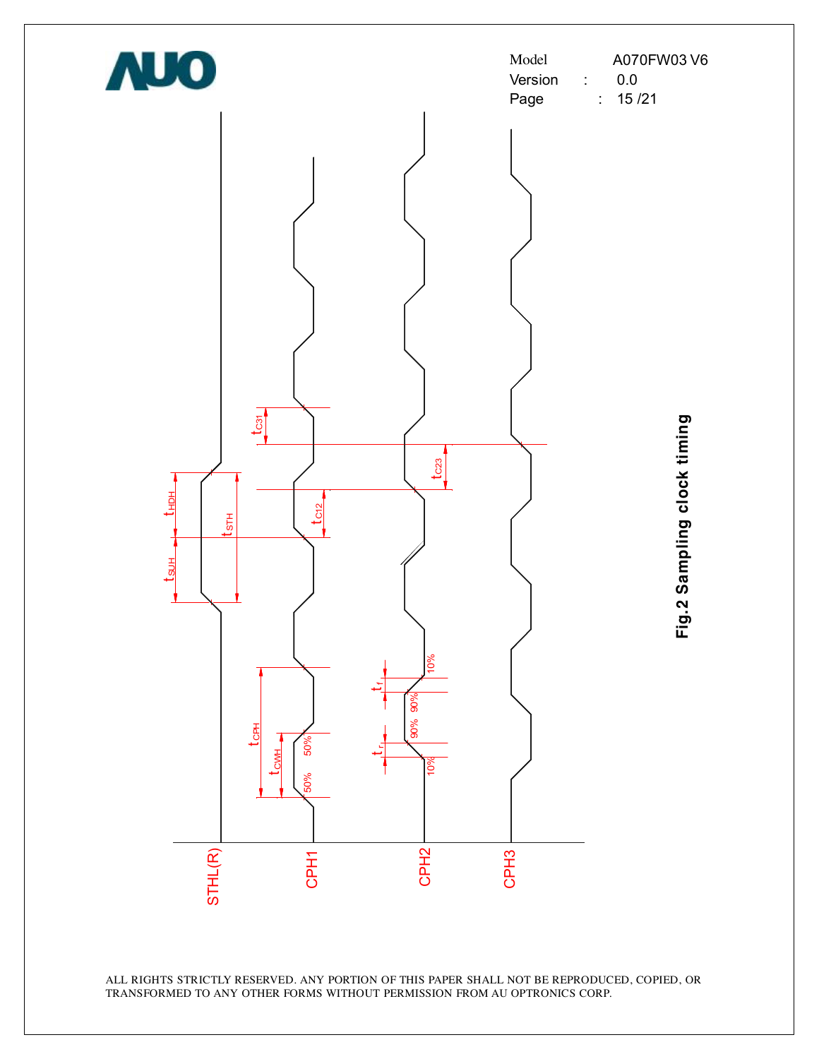Fig.2 Sampling clock timing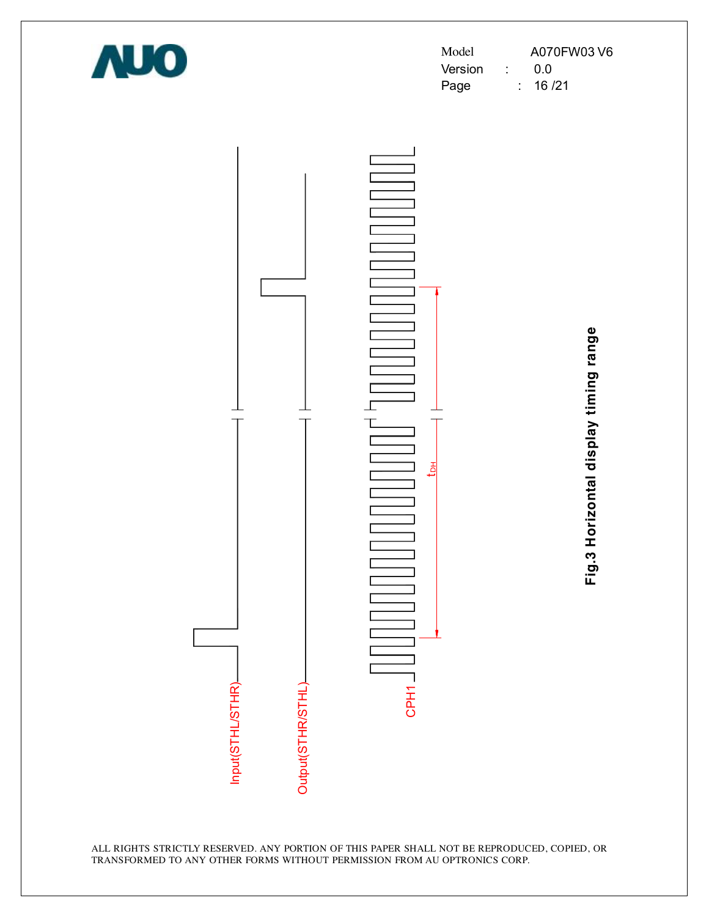Input(STHL/STHR)

Output(STHR/STHL)

CPH1

$t_{DH}$

**Fig.3 Horizontal display timing range**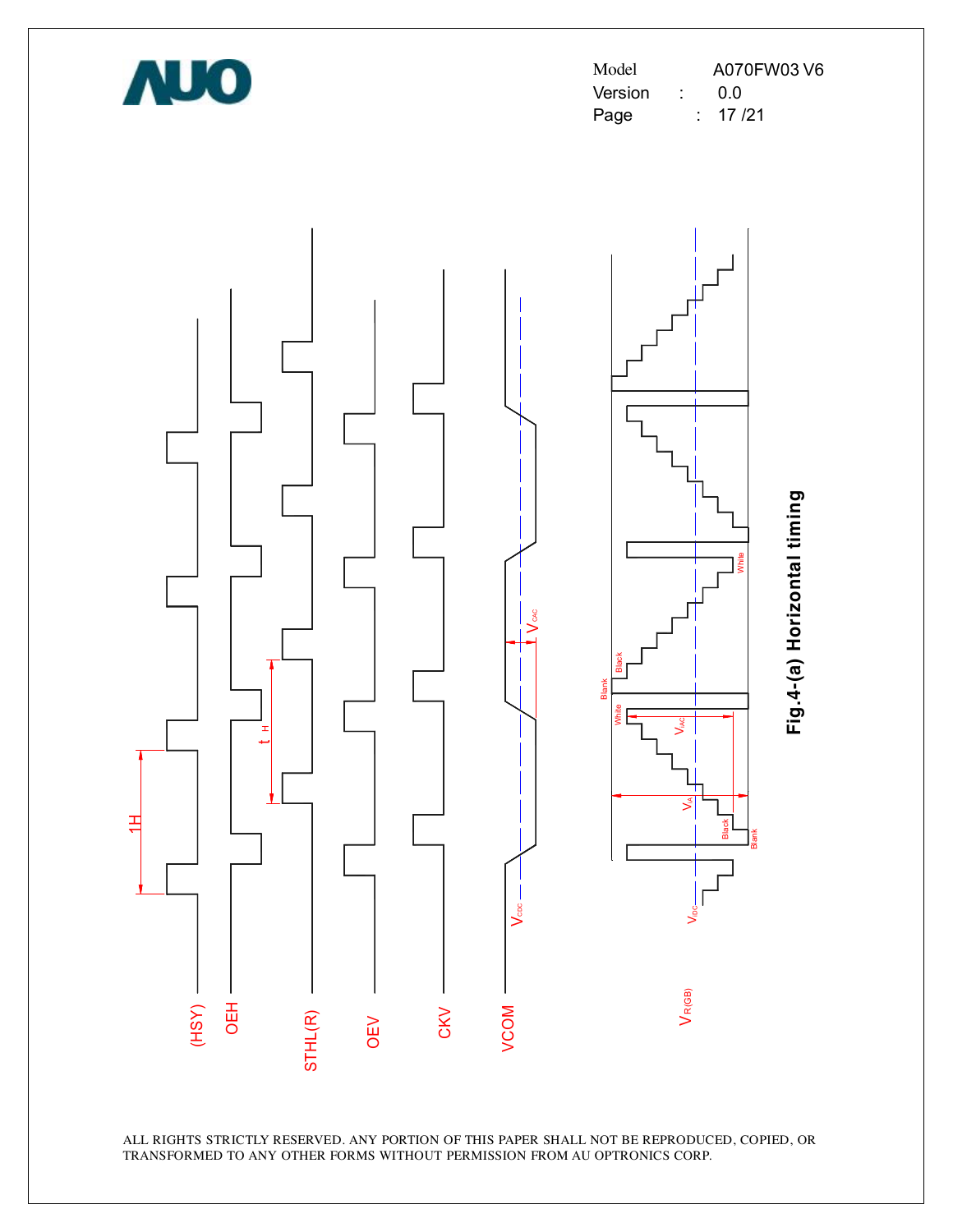Fig.4-(a) Horizontal timing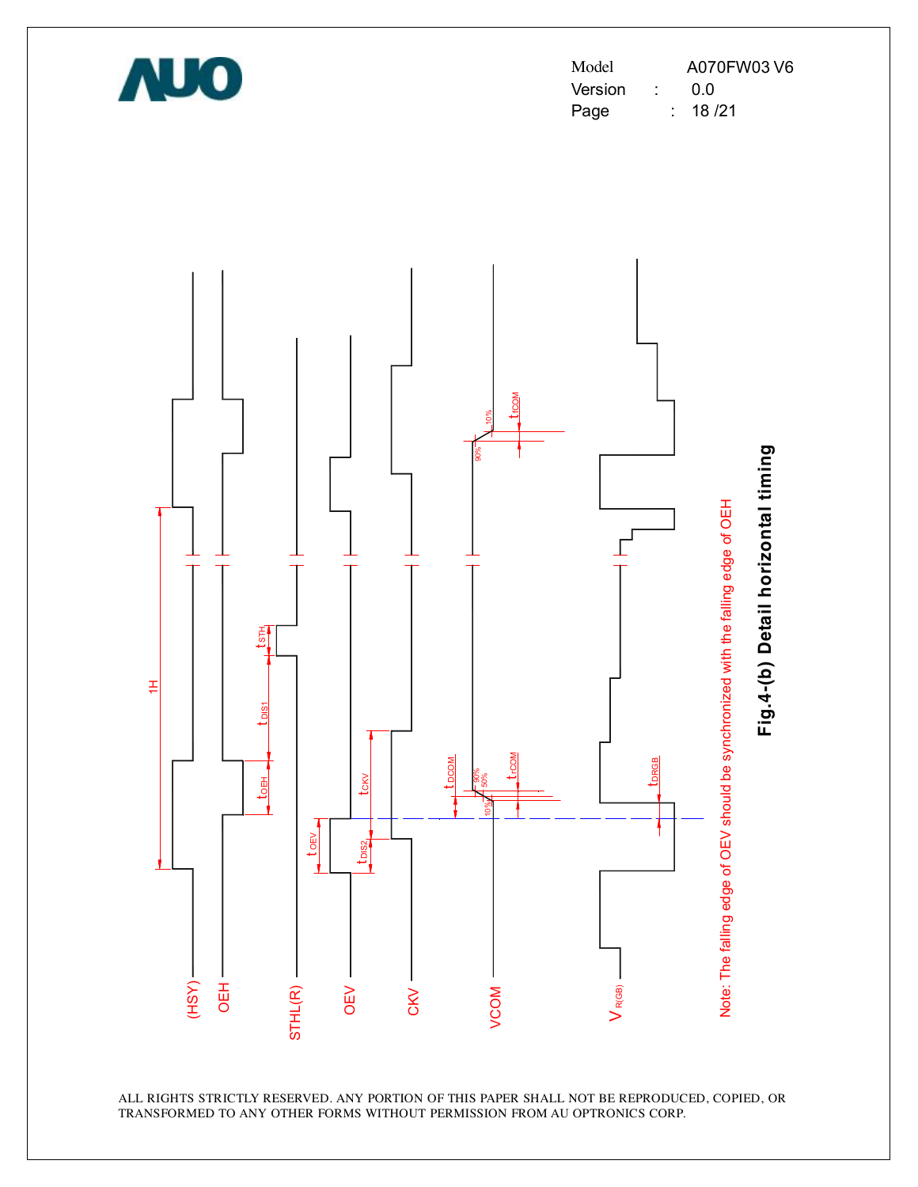Note: The falling edge of OEV should be synchronized with the falling edge of OEH

**Fig.4-(b) Detail horizontal timing**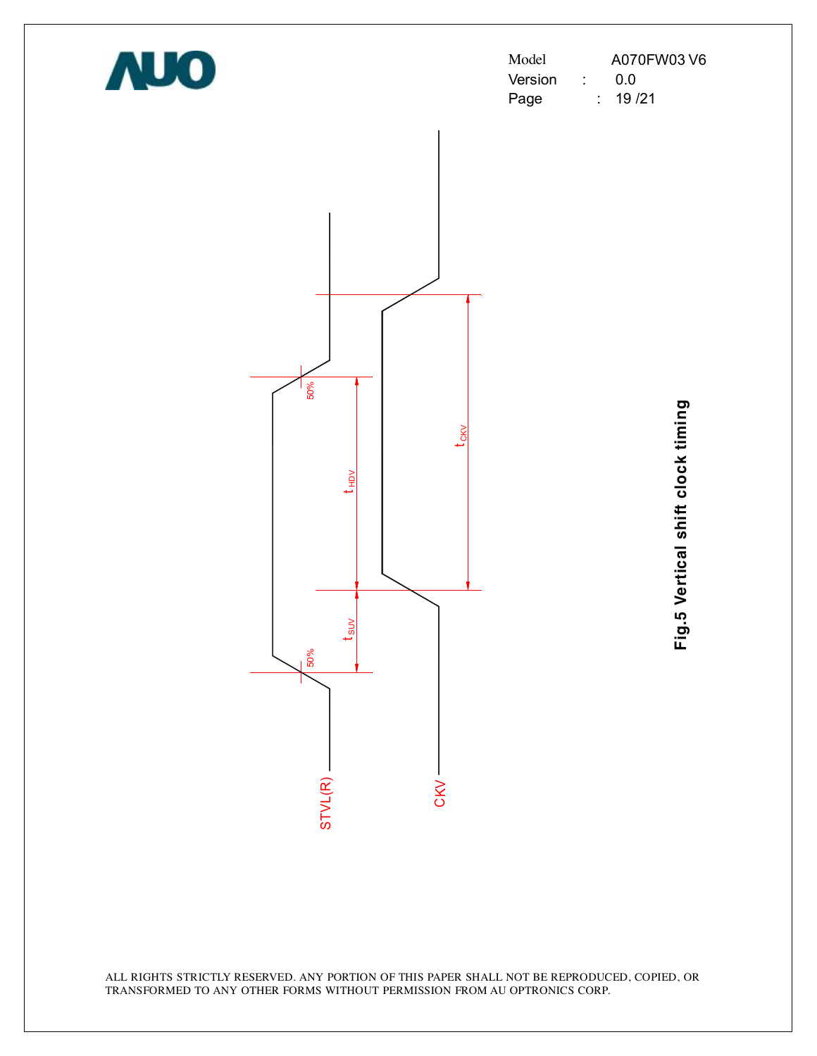STVL(R)

CKV

50%

50%

$t_{HDV}$

$t_{SUV}$

$t_{CKV}$

**Fig.5 Vertical shift clock timing**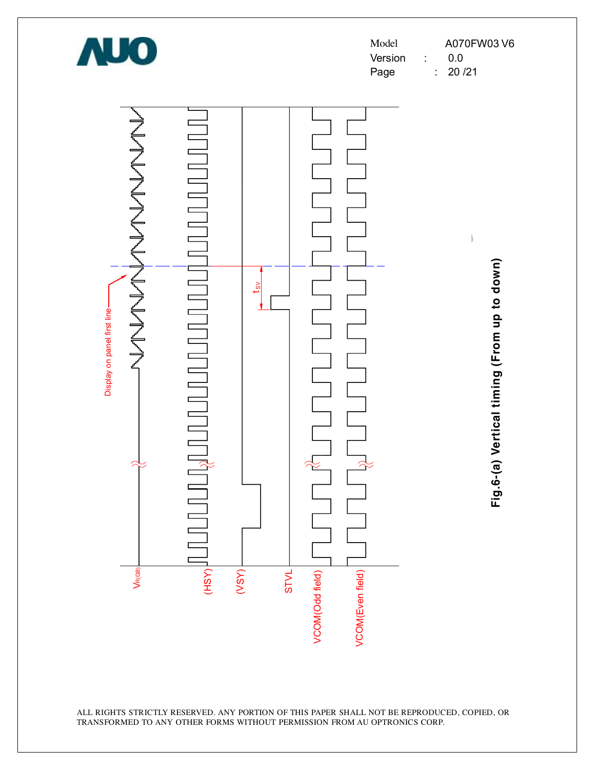Fig.6-(a) Vertical timing (From up to down)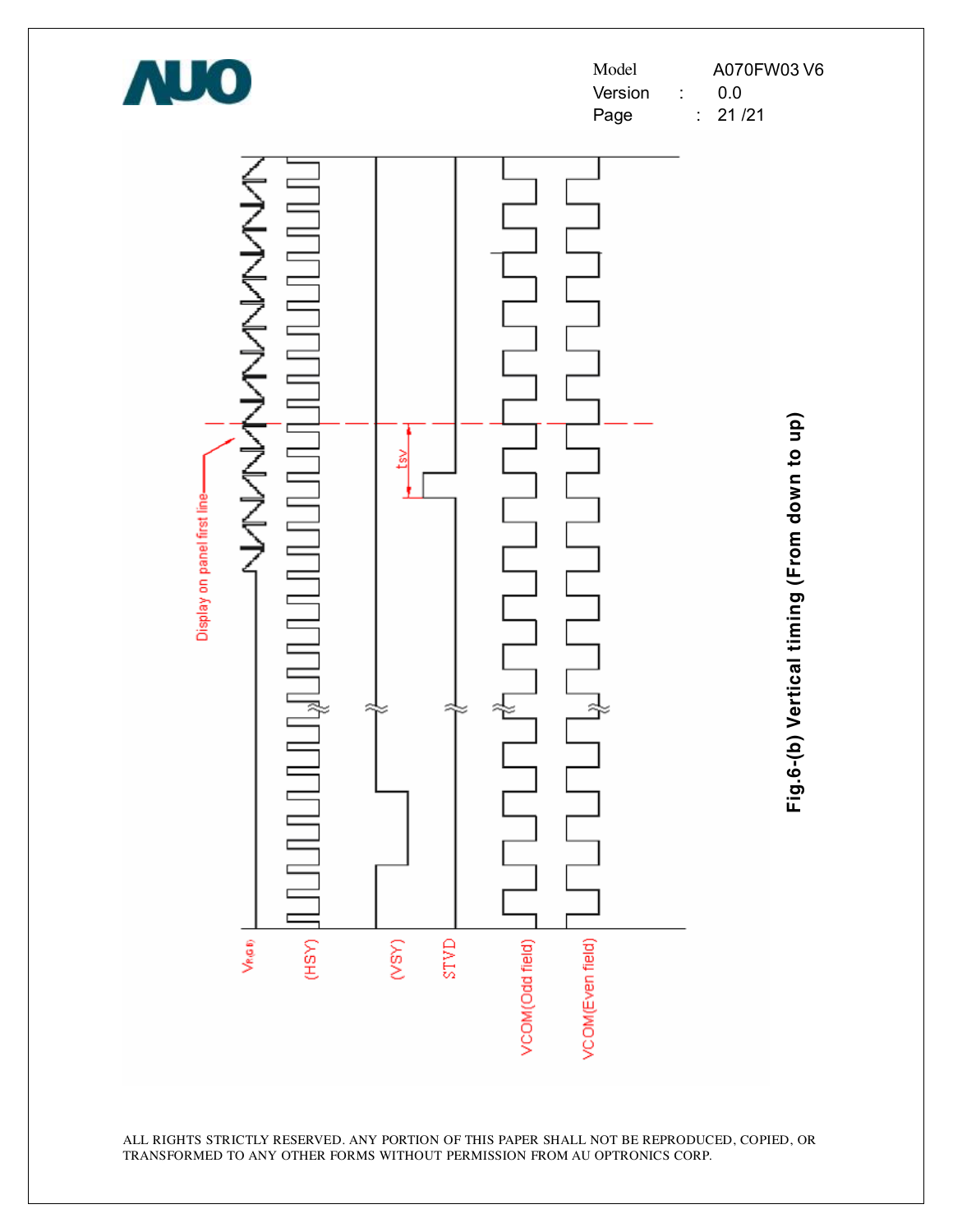Display on panel first line

tsv

$V_{R,G,B}$

(HSY)

(VSY)

STVD

VCOM(Odd field)

VCOM(Even field)

**Fig.6-(b) Vertical timing (From down to up)**